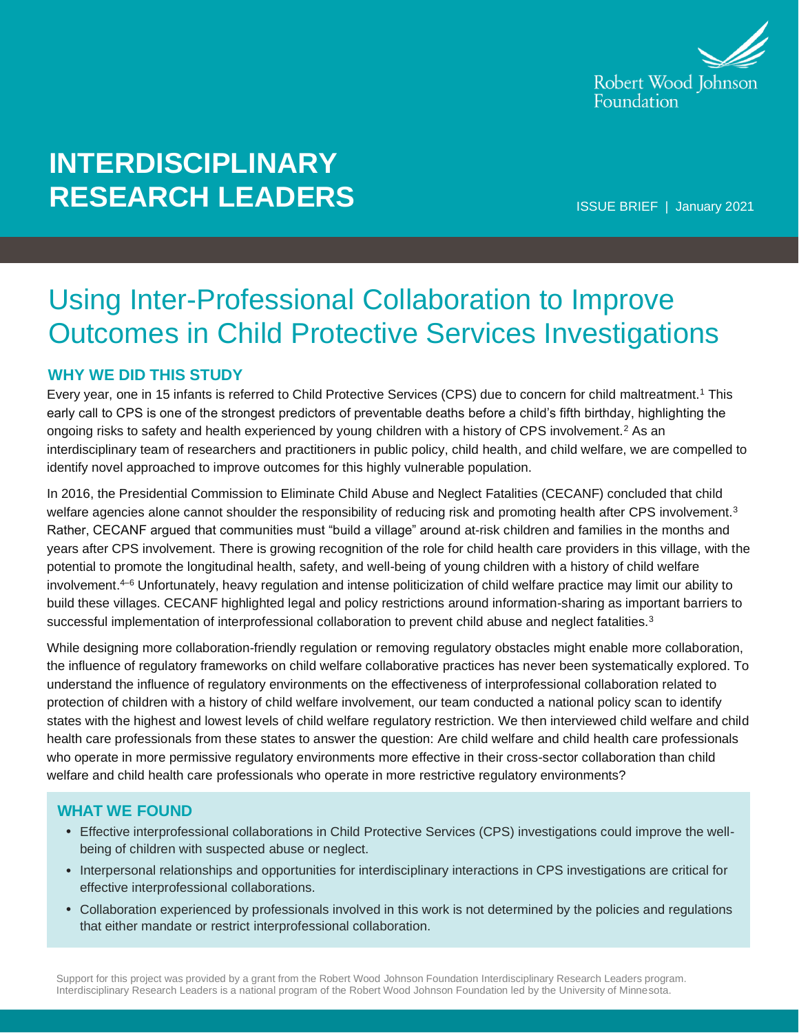Robert Wood Johnson Foundation

# INTERDISCIPLINARY RESEARCH LEADERS

ISSUE BRIEF | January 2021

## Using Inter-Professional Collaboration to Improve Outcomes in Child Protective Services Investigations

### WHY WE DID THIS STUDY

Every year, one in 15 infants is referred to Child Protective Services (CPS) due to concern for child maltreatment.[1] This early call to CPS is one of the strongest predictors of preventable deaths before a child's fifth birthday, highlighting the ongoing risks to safety and health experienced by young children with a history of CPS involvement.[2] As an interdisciplinary team of researchers and practitioners in public policy, child health, and child welfare, we are compelled to identify novel approached to improve outcomes for this highly vulnerable population.

In 2016, the Presidential Commission to Eliminate Child Abuse and Neglect Fatalities (CECANF) concluded that child welfare agencies alone cannot shoulder the responsibility of reducing risk and promoting health after CPS involvement.[3] Rather, CECANF argued that communities must "build a village" around at-risk children and families in the months and years after CPS involvement. There is growing recognition of the role for child health care providers in this village, with the potential to promote the longitudinal health, safety, and well-being of young children with a history of child welfare involvement.[4–6] Unfortunately, heavy regulation and intense politicization of child welfare practice may limit our ability to build these villages. CECANF highlighted legal and policy restrictions around information-sharing as important barriers to successful implementation of interprofessional collaboration to prevent child abuse and neglect fatalities.[3]

While designing more collaboration-friendly regulation or removing regulatory obstacles might enable more collaboration, the influence of regulatory frameworks on child welfare collaborative practices has never been systematically explored. To understand the influence of regulatory environments on the effectiveness of interprofessional collaboration related to protection of children with a history of child welfare involvement, our team conducted a national policy scan to identify states with the highest and lowest levels of child welfare regulatory restriction. We then interviewed child welfare and child health care professionals from these states to answer the question: Are child welfare and child health care professionals who operate in more permissive regulatory environments more effective in their cross-sector collaboration than child welfare and child health care professionals who operate in more restrictive regulatory environments?

### WHAT WE FOUND

- Effective interprofessional collaborations in Child Protective Services (CPS) investigations could improve the well-being of children with suspected abuse or neglect.
- Interpersonal relationships and opportunities for interdisciplinary interactions in CPS investigations are critical for effective interprofessional collaborations.
- Collaboration experienced by professionals involved in this work is not determined by the policies and regulations that either mandate or restrict interprofessional collaboration.

Support for this project was provided by a grant from the Robert Wood Johnson Foundation Interdisciplinary Research Leaders program. Interdisciplinary Research Leaders is a national program of the Robert Wood Johnson Foundation led by the University of Minnesota.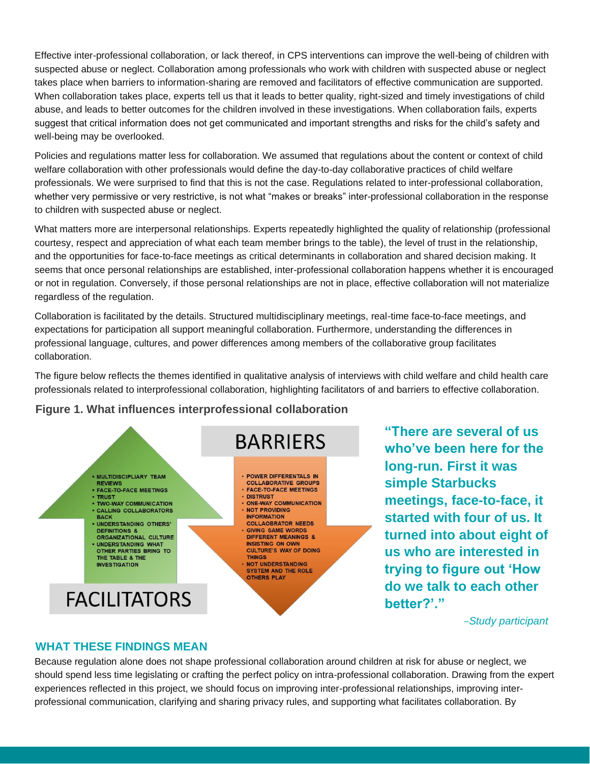Effective inter-professional collaboration, or lack thereof, in CPS interventions can improve the well-being of children with suspected abuse or neglect. Collaboration among professionals who work with children with suspected abuse or neglect takes place when barriers to information-sharing are removed and facilitators of effective communication are supported. When collaboration takes place, experts tell us that it leads to better quality, right-sized and timely investigations of child abuse, and leads to better outcomes for the children involved in these investigations. When collaboration fails, experts suggest that critical information does not get communicated and important strengths and risks for the child's safety and well-being may be overlooked.

Policies and regulations matter less for collaboration. We assumed that regulations about the content or context of child welfare collaboration with other professionals would define the day-to-day collaborative practices of child welfare professionals. We were surprised to find that this is not the case. Regulations related to inter-professional collaboration, whether very permissive or very restrictive, is not what "makes or breaks" inter-professional collaboration in the response to children with suspected abuse or neglect.

What matters more are interpersonal relationships. Experts repeatedly highlighted the quality of relationship (professional courtesy, respect and appreciation of what each team member brings to the table), the level of trust in the relationship, and the opportunities for face-to-face meetings as critical determinants in collaboration and shared decision making. It seems that once personal relationships are established, inter-professional collaboration happens whether it is encouraged or not in regulation. Conversely, if those personal relationships are not in place, effective collaboration will not materialize regardless of the regulation.

Collaboration is facilitated by the details. Structured multidisciplinary meetings, real-time face-to-face meetings, and expectations for participation all support meaningful collaboration. Furthermore, understanding the differences in professional language, cultures, and power differences among members of the collaborative group facilitates collaboration.

The figure below reflects the themes identified in qualitative analysis of interviews with child welfare and child health care professionals related to interprofessional collaboration, highlighting facilitators of and barriers to effective collaboration.

**Figure 1. What influences interprofessional collaboration**

**FACILITATORS**

- MULTIDISCIPLINARY TEAM REVIEWS
- FACE-TO-FACE MEETINGS
- TRUST
- TWO-WAY COMMUNICATION
- CALLING COLLABORATORS BACK
- UNDERSTANDING OTHERS' DEFINITIONS & ORGANIZATIONAL CULTURE
- UNDERSTANDING WHAT OTHER PARTIES BRING TO THE TABLE & THE INVESTIGATION

**BARRIERS**

- POWER DIFFERENTALS IN COLLABORATIVE GROUPS
- FACE-TO-FACE MEETINGS
- DISTRUST
- ONE-WAY COMMUNICATION
- NOT PROVIDING INFORMATION COLLAOBRATOR NEEDS
- GIVING SAME WORDS DIFFERENT MEANINGS & INSISTING ON OWN CULTURE'S WAY OF DOING THINGS
- NOT UNDERSTANDING SYSTEM AND THE ROLE OTHERS PLAY

> **"There are several of us who've been here for the long-run. First it was simple Starbucks meetings, face-to-face, it started with four of us. It turned into about eight of us who are interested in trying to figure out 'How do we talk to each other better?'."**
>
> *–Study participant*

## WHAT THESE FINDINGS MEAN

Because regulation alone does not shape professional collaboration around children at risk for abuse or neglect, we should spend less time legislating or crafting the perfect policy on intra-professional collaboration. Drawing from the expert experiences reflected in this project, we should focus on improving inter-professional relationships, improving inter-professional communication, clarifying and sharing privacy rules, and supporting what facilitates collaboration. By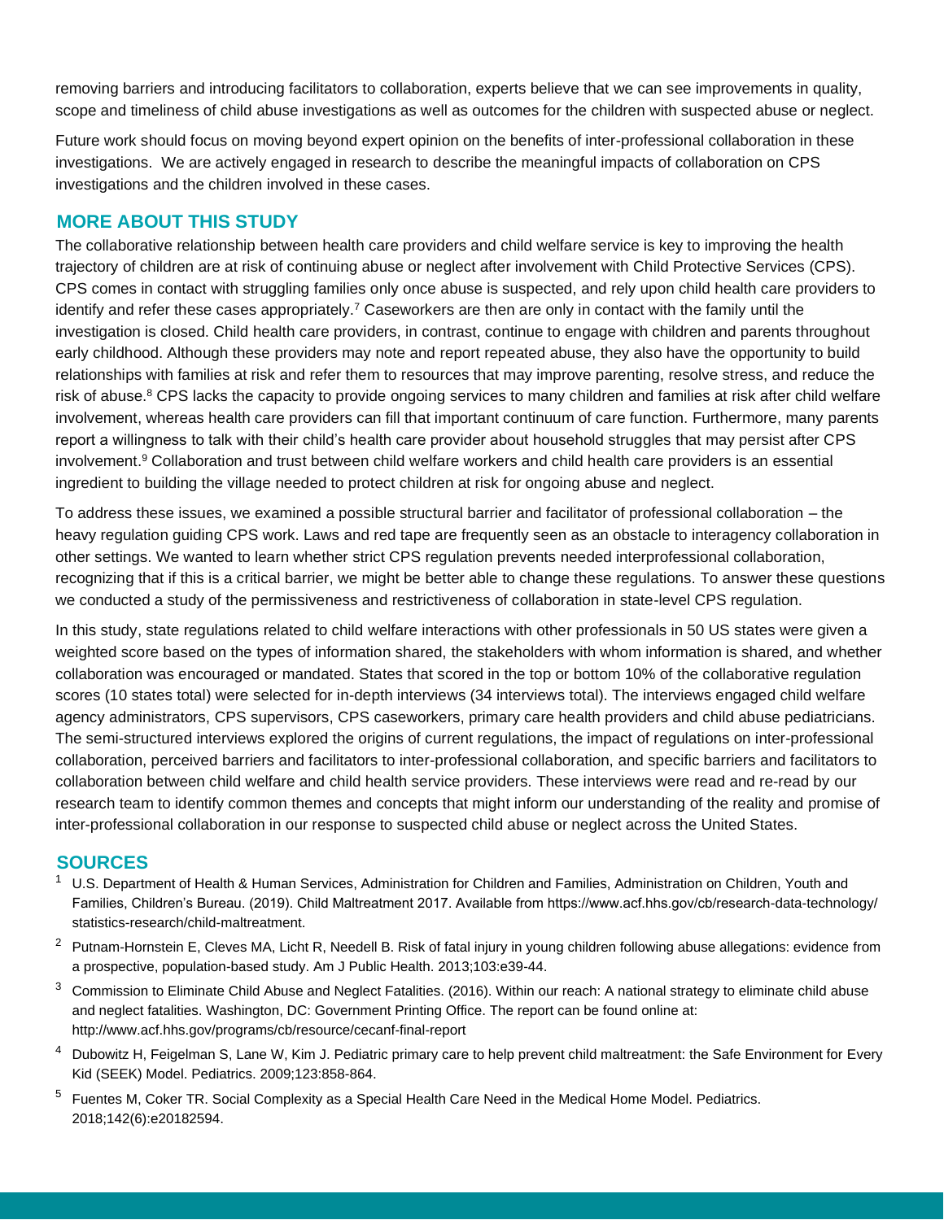removing barriers and introducing facilitators to collaboration, experts believe that we can see improvements in quality, scope and timeliness of child abuse investigations as well as outcomes for the children with suspected abuse or neglect.

Future work should focus on moving beyond expert opinion on the benefits of inter-professional collaboration in these investigations. We are actively engaged in research to describe the meaningful impacts of collaboration on CPS investigations and the children involved in these cases.

## MORE ABOUT THIS STUDY

The collaborative relationship between health care providers and child welfare service is key to improving the health trajectory of children are at risk of continuing abuse or neglect after involvement with Child Protective Services (CPS). CPS comes in contact with struggling families only once abuse is suspected, and rely upon child health care providers to identify and refer these cases appropriately.[7] Caseworkers are then are only in contact with the family until the investigation is closed. Child health care providers, in contrast, continue to engage with children and parents throughout early childhood. Although these providers may note and report repeated abuse, they also have the opportunity to build relationships with families at risk and refer them to resources that may improve parenting, resolve stress, and reduce the risk of abuse.[8] CPS lacks the capacity to provide ongoing services to many children and families at risk after child welfare involvement, whereas health care providers can fill that important continuum of care function. Furthermore, many parents report a willingness to talk with their child's health care provider about household struggles that may persist after CPS involvement.[9] Collaboration and trust between child welfare workers and child health care providers is an essential ingredient to building the village needed to protect children at risk for ongoing abuse and neglect.

To address these issues, we examined a possible structural barrier and facilitator of professional collaboration – the heavy regulation guiding CPS work. Laws and red tape are frequently seen as an obstacle to interagency collaboration in other settings. We wanted to learn whether strict CPS regulation prevents needed interprofessional collaboration, recognizing that if this is a critical barrier, we might be better able to change these regulations. To answer these questions we conducted a study of the permissiveness and restrictiveness of collaboration in state-level CPS regulation.

In this study, state regulations related to child welfare interactions with other professionals in 50 US states were given a weighted score based on the types of information shared, the stakeholders with whom information is shared, and whether collaboration was encouraged or mandated. States that scored in the top or bottom 10% of the collaborative regulation scores (10 states total) were selected for in-depth interviews (34 interviews total). The interviews engaged child welfare agency administrators, CPS supervisors, CPS caseworkers, primary care health providers and child abuse pediatricians. The semi-structured interviews explored the origins of current regulations, the impact of regulations on inter-professional collaboration, perceived barriers and facilitators to inter-professional collaboration, and specific barriers and facilitators to collaboration between child welfare and child health service providers. These interviews were read and re-read by our research team to identify common themes and concepts that might inform our understanding of the reality and promise of inter-professional collaboration in our response to suspected child abuse or neglect across the United States.

## SOURCES

1. U.S. Department of Health & Human Services, Administration for Children and Families, Administration on Children, Youth and Families, Children's Bureau. (2019). Child Maltreatment 2017. Available from https://www.acf.hhs.gov/cb/research-data-technology/statistics-research/child-maltreatment.
2. Putnam-Hornstein E, Cleves MA, Licht R, Needell B. Risk of fatal injury in young children following abuse allegations: evidence from a prospective, population-based study. Am J Public Health. 2013;103:e39-44.
3. Commission to Eliminate Child Abuse and Neglect Fatalities. (2016). Within our reach: A national strategy to eliminate child abuse and neglect fatalities. Washington, DC: Government Printing Office. The report can be found online at: http://www.acf.hhs.gov/programs/cb/resource/cecanf-final-report
4. Dubowitz H, Feigelman S, Lane W, Kim J. Pediatric primary care to help prevent child maltreatment: the Safe Environment for Every Kid (SEEK) Model. Pediatrics. 2009;123:858-864.
5. Fuentes M, Coker TR. Social Complexity as a Special Health Care Need in the Medical Home Model. Pediatrics. 2018;142(6):e20182594.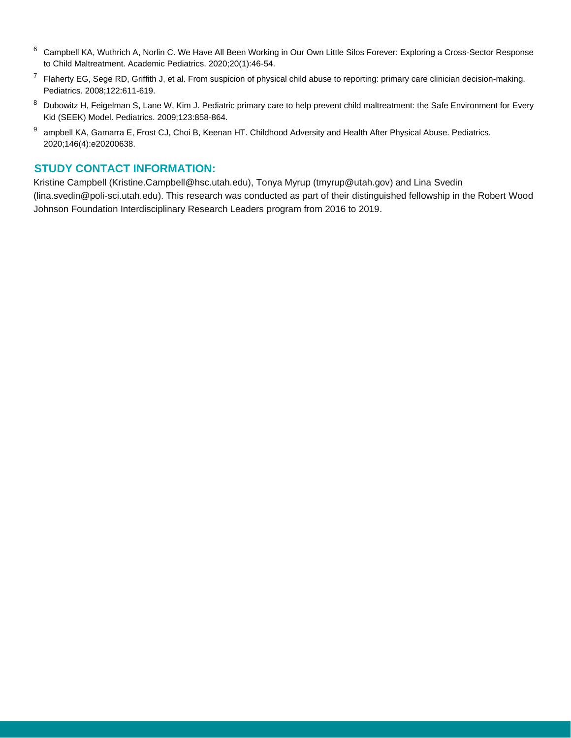[6] Campbell KA, Wuthrich A, Norlin C. We Have All Been Working in Our Own Little Silos Forever: Exploring a Cross-Sector Response to Child Maltreatment. Academic Pediatrics. 2020;20(1):46-54.

[7] Flaherty EG, Sege RD, Griffith J, et al. From suspicion of physical child abuse to reporting: primary care clinician decision-making. Pediatrics. 2008;122:611-619.

[8] Dubowitz H, Feigelman S, Lane W, Kim J. Pediatric primary care to help prevent child maltreatment: the Safe Environment for Every Kid (SEEK) Model. Pediatrics. 2009;123:858-864.

[9] ampbell KA, Gamarra E, Frost CJ, Choi B, Keenan HT. Childhood Adversity and Health After Physical Abuse. Pediatrics. 2020;146(4):e20200638.

## STUDY CONTACT INFORMATION:

Kristine Campbell (Kristine.Campbell@hsc.utah.edu), Tonya Myrup (tmyrup@utah.gov) and Lina Svedin (lina.svedin@poli-sci.utah.edu). This research was conducted as part of their distinguished fellowship in the Robert Wood Johnson Foundation Interdisciplinary Research Leaders program from 2016 to 2019.